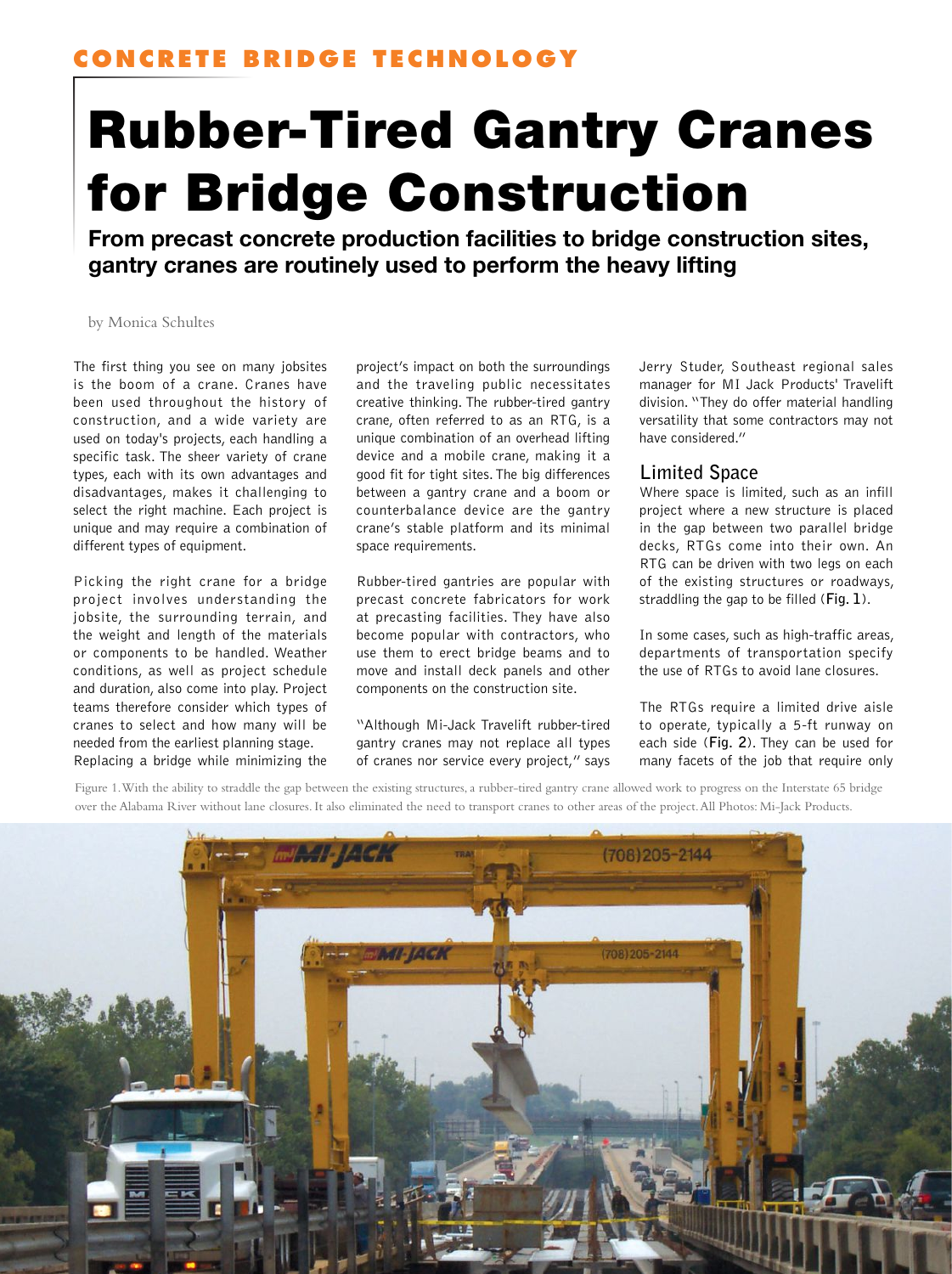CONCRETE BRIDGE TECHNOLOGY

# Rubber-Tired Gantry Cranes for Bridge Construction

## From precast concrete production facilities to bridge construction sites, gantry cranes are routinely used to perform the heavy lifting

by Monica Schultes

The first thing you see on many jobsites is the boom of a crane. Cranes have been used throughout the history of construction, and a wide variety are used on today's projects, each handling a specific task. The sheer variety of crane types, each with its own advantages and disadvantages, makes it challenging to select the right machine. Each project is unique and may require a combination of different types of equipment.

Picking the right crane for a bridge project involves understanding the jobsite, the surrounding terrain, and the weight and length of the materials or components to be handled. Weather conditions, as well as project schedule and duration, also come into play. Project teams therefore consider which types of cranes to select and how many will be needed from the earliest planning stage.

Replacing a bridge while minimizing the project's impact on both the surroundings and the traveling public necessitates creative thinking. The rubber-tired gantry crane, often referred to as an RTG, is a unique combination of an overhead lifting device and a mobile crane, making it a good fit for tight sites. The big differences between a gantry crane and a boom or counterbalance device are the gantry crane's stable platform and its minimal space requirements.

Rubber-tired gantries are popular with precast concrete fabricators for work at precasting facilities. They have also become popular with contractors, who use them to erect bridge beams and to move and install deck panels and other components on the construction site.

"Although Mi-Jack Travelift rubber-tired gantry cranes may not replace all types of cranes nor service every project," says Jerry Studer, Southeast regional sales manager for MI Jack Products' Travelift division. "They do offer material handling versatility that some contractors may not have considered."

### Limited Space

Where space is limited, such as an infill project where a new structure is placed in the gap between two parallel bridge decks, RTGs come into their own. An RTG can be driven with two legs on each of the existing structures or roadways, straddling the gap to be filled (**Fig. 1**).

In some cases, such as high-traffic areas, departments of transportation specify the use of RTGs to avoid lane closures.

The RTGs require a limited drive aisle to operate, typically a 5-ft runway on each side (**Fig. 2**). They can be used for many facets of the job that require only

Figure 1. With the ability to straddle the gap between the existing structures, a rubber-tired gantry crane allowed work to progress on the Interstate 65 bridge over the Alabama River without lane closures. It also eliminated the need to transport cranes to other areas of the project. All Photos: Mi-Jack Products.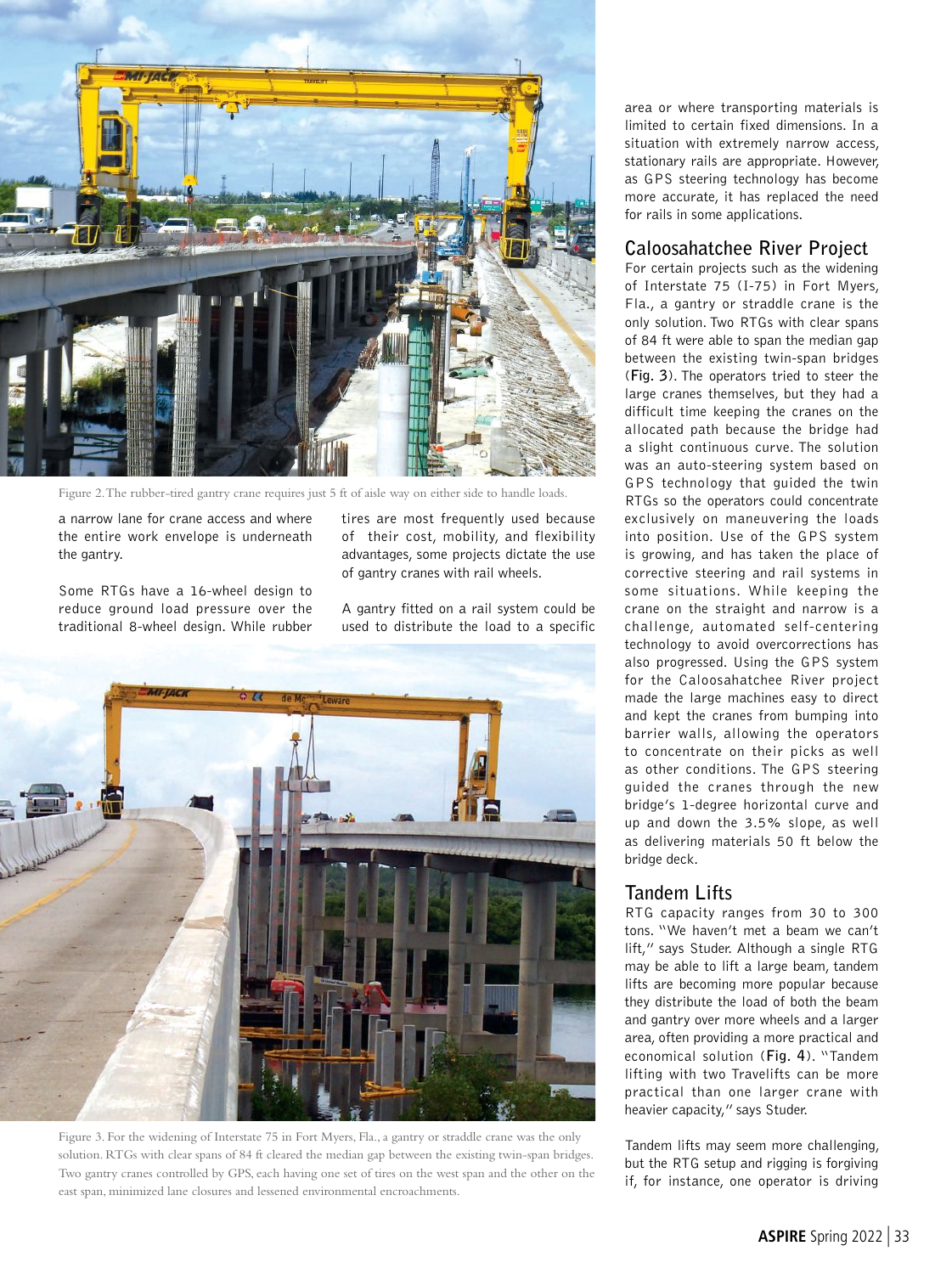Figure 2. The rubber-tired gantry crane requires just 5 ft of aisle way on either side to handle loads.

a narrow lane for crane access and where the entire work envelope is underneath the gantry.

Some RTGs have a 16-wheel design to reduce ground load pressure over the traditional 8-wheel design. While rubber tires are most frequently used because of their cost, mobility, and flexibility advantages, some projects dictate the use of gantry cranes with rail wheels.

A gantry fitted on a rail system could be used to distribute the load to a specific area or where transporting materials is limited to certain fixed dimensions. In a situation with extremely narrow access, stationary rails are appropriate. However, as GPS steering technology has become more accurate, it has replaced the need for rails in some applications.

Figure 3. For the widening of Interstate 75 in Fort Myers, Fla., a gantry or straddle crane was the only solution. RTGs with clear spans of 84 ft cleared the median gap between the existing twin-span bridges. Two gantry cranes controlled by GPS, each having one set of tires on the west span and the other on the east span, minimized lane closures and lessened environmental encroachments.

## Caloosahatchee River Project

For certain projects such as the widening of Interstate 75 (I-75) in Fort Myers, Fla., a gantry or straddle crane is the only solution. Two RTGs with clear spans of 84 ft were able to span the median gap between the existing twin-span bridges (**Fig. 3**). The operators tried to steer the large cranes themselves, but they had a difficult time keeping the cranes on the allocated path because the bridge had a slight continuous curve. The solution was an auto-steering system based on GPS technology that guided the twin RTGs so the operators could concentrate exclusively on maneuvering the loads into position. Use of the GPS system is growing, and has taken the place of corrective steering and rail systems in some situations. While keeping the crane on the straight and narrow is a challenge, automated self-centering technology to avoid overcorrections has also progressed. Using the GPS system for the Caloosahatchee River project made the large machines easy to direct and kept the cranes from bumping into barrier walls, allowing the operators to concentrate on their picks as well as other conditions. The GPS steering guided the cranes through the new bridge's 1-degree horizontal curve and up and down the 3.5% slope, as well as delivering materials 50 ft below the bridge deck.

## Tandem Lifts

RTG capacity ranges from 30 to 300 tons. "We haven't met a beam we can't lift," says Studer. Although a single RTG may be able to lift a large beam, tandem lifts are becoming more popular because they distribute the load of both the beam and gantry over more wheels and a larger area, often providing a more practical and economical solution (**Fig. 4**). "Tandem lifting with two Travelifts can be more practical than one larger crane with heavier capacity," says Studer.

Tandem lifts may seem more challenging, but the RTG setup and rigging is forgiving if, for instance, one operator is driving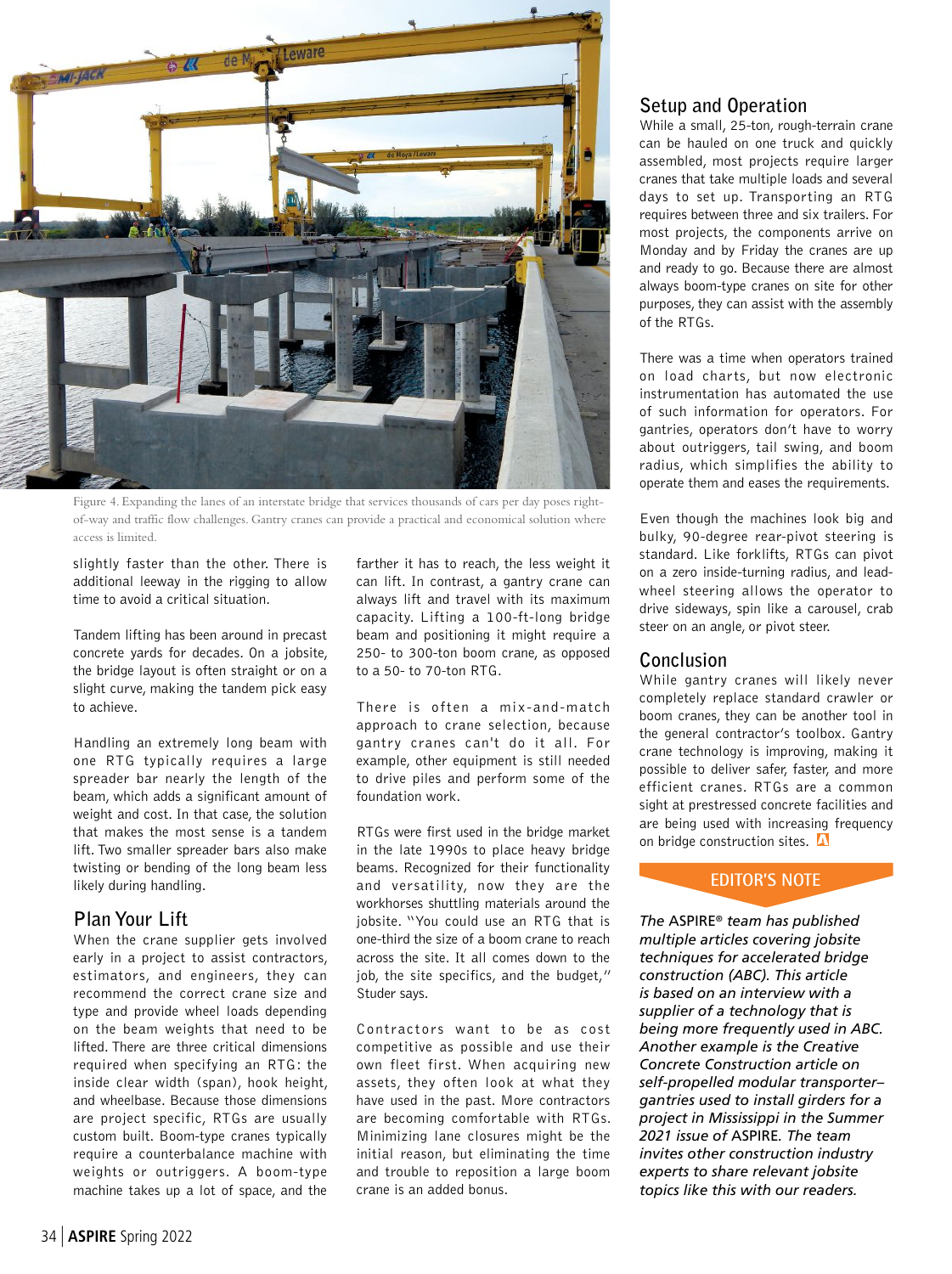Figure 4. Expanding the lanes of an interstate bridge that services thousands of cars per day poses right-of-way and traffic flow challenges. Gantry cranes can provide a practical and economical solution where access is limited.

slightly faster than the other. There is additional leeway in the rigging to allow time to avoid a critical situation.

Tandem lifting has been around in precast concrete yards for decades. On a jobsite, the bridge layout is often straight or on a slight curve, making the tandem pick easy to achieve.

Handling an extremely long beam with one RTG typically requires a large spreader bar nearly the length of the beam, which adds a significant amount of weight and cost. In that case, the solution that makes the most sense is a tandem lift. Two smaller spreader bars also make twisting or bending of the long beam less likely during handling.

## Plan Your Lift

When the crane supplier gets involved early in a project to assist contractors, estimators, and engineers, they can recommend the correct crane size and type and provide wheel loads depending on the beam weights that need to be lifted. There are three critical dimensions required when specifying an RTG: the inside clear width (span), hook height, and wheelbase. Because those dimensions are project specific, RTGs are usually custom built. Boom-type cranes typically require a counterbalance machine with weights or outriggers. A boom-type machine takes up a lot of space, and the farther it has to reach, the less weight it can lift. In contrast, a gantry crane can always lift and travel with its maximum capacity. Lifting a 100-ft-long bridge beam and positioning it might require a 250- to 300-ton boom crane, as opposed to a 50- to 70-ton RTG.

There is often a mix-and-match approach to crane selection, because gantry cranes can't do it all. For example, other equipment is still needed to drive piles and perform some of the foundation work.

RTGs were first used in the bridge market in the late 1990s to place heavy bridge beams. Recognized for their functionality and versatility, now they are the workhorses shuttling materials around the jobsite. "You could use an RTG that is one-third the size of a boom crane to reach across the site. It all comes down to the job, the site specifics, and the budget," Studer says.

Contractors want to be as cost competitive as possible and use their own fleet first. When acquiring new assets, they often look at what they have used in the past. More contractors are becoming comfortable with RTGs. Minimizing lane closures might be the initial reason, but eliminating the time and trouble to reposition a large boom crane is an added bonus.

## Setup and Operation

While a small, 25-ton, rough-terrain crane can be hauled on one truck and quickly assembled, most projects require larger cranes that take multiple loads and several days to set up. Transporting an RTG requires between three and six trailers. For most projects, the components arrive on Monday and by Friday the cranes are up and ready to go. Because there are almost always boom-type cranes on site for other purposes, they can assist with the assembly of the RTGs.

There was a time when operators trained on load charts, but now electronic instrumentation has automated the use of such information for operators. For gantries, operators don't have to worry about outriggers, tail swing, and boom radius, which simplifies the ability to operate them and eases the requirements.

Even though the machines look big and bulky, 90-degree rear-pivot steering is standard. Like forklifts, RTGs can pivot on a zero inside-turning radius, and lead-wheel steering allows the operator to drive sideways, spin like a carousel, crab steer on an angle, or pivot steer.

## Conclusion

While gantry cranes will likely never completely replace standard crawler or boom cranes, they can be another tool in the general contractor's toolbox. Gantry crane technology is improving, making it possible to deliver safer, faster, and more efficient cranes. RTGs are a common sight at prestressed concrete facilities and are being used with increasing frequency on bridge construction sites.

### EDITOR'S NOTE

*The ASPIRE® team has published multiple articles covering jobsite techniques for accelerated bridge construction (ABC). This article is based on an interview with a supplier of a technology that is being more frequently used in ABC. Another example is the Creative Concrete Construction article on self-propelled modular transporter–gantries used to install girders for a project in Mississippi in the Summer 2021 issue of ASPIRE. The team invites other construction industry experts to share relevant jobsite topics like this with our readers.*